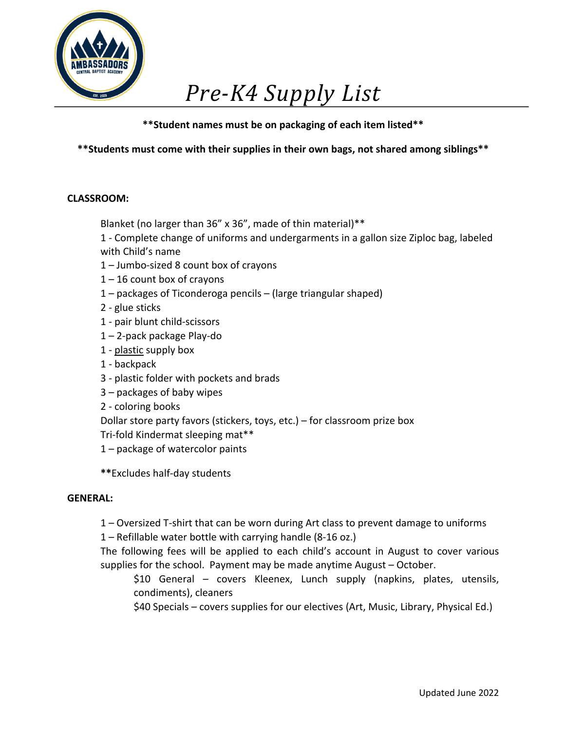# *Pre-K4 Supply List*

**\*\*Student names must be on packaging of each item listed\*\***

**\*\*Students must come with their supplies in their own bags, not shared among siblings\*\***

**CLASSROOM:**

Blanket (no larger than 36" x 36", made of thin material)**
1 - Complete change of uniforms and undergarments in a gallon size Ziploc bag, labeled with Child's name
1 – Jumbo-sized 8 count box of crayons
1 – 16 count box of crayons
1 – packages of Ticonderoga pencils – (large triangular shaped)
2 - glue sticks
1 - pair blunt child-scissors
1 – 2-pack package Play-do
1 - <u>plastic</u> supply box
1 - backpack
3 - plastic folder with pockets and brads
3 – packages of baby wipes
2 - coloring books
Dollar store party favors (stickers, toys, etc.) – for classroom prize box
Tri-fold Kindermat sleeping mat**
1 – package of watercolor paints

**\*\***Excludes half-day students

**GENERAL:**

1 – Oversized T-shirt that can be worn during Art class to prevent damage to uniforms
1 – Refillable water bottle with carrying handle (8-16 oz.)
The following fees will be applied to each child's account in August to cover various supplies for the school. Payment may be made anytime August – October.

> $10 General – covers Kleenex, Lunch supply (napkins, plates, utensils, condiments), cleaners
> $40 Specials – covers supplies for our electives (Art, Music, Library, Physical Ed.)

Updated June 2022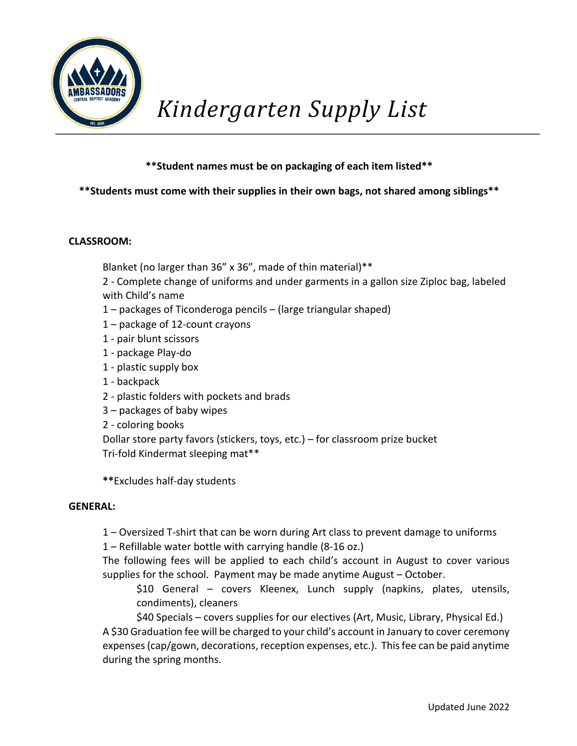# *Kindergarten Supply List*

**\*\*Student names must be on packaging of each item listed\*\***

**\*\*Students must come with their supplies in their own bags, not shared among siblings\*\***

**CLASSROOM:**

Blanket (no larger than 36" x 36", made of thin material)\*\*
2 - Complete change of uniforms and under garments in a gallon size Ziploc bag, labeled with Child's name
1 – packages of Ticonderoga pencils – (large triangular shaped)
1 – package of 12-count crayons
1 - pair blunt scissors
1 - package Play-do
1 - plastic supply box
1 - backpack
2 - plastic folders with pockets and brads
3 – packages of baby wipes
2 - coloring books
Dollar store party favors (stickers, toys, etc.) – for classroom prize bucket
Tri-fold Kindermat sleeping mat\*\*

**\*\***Excludes half-day students

**GENERAL:**

1 – Oversized T-shirt that can be worn during Art class to prevent damage to uniforms
1 – Refillable water bottle with carrying handle (8-16 oz.)
The following fees will be applied to each child's account in August to cover various supplies for the school. Payment may be made anytime August – October.

> $10 General – covers Kleenex, Lunch supply (napkins, plates, utensils, condiments), cleaners
> $40 Specials – covers supplies for our electives (Art, Music, Library, Physical Ed.)

A $30 Graduation fee will be charged to your child's account in January to cover ceremony expenses (cap/gown, decorations, reception expenses, etc.). This fee can be paid anytime during the spring months.

Updated June 2022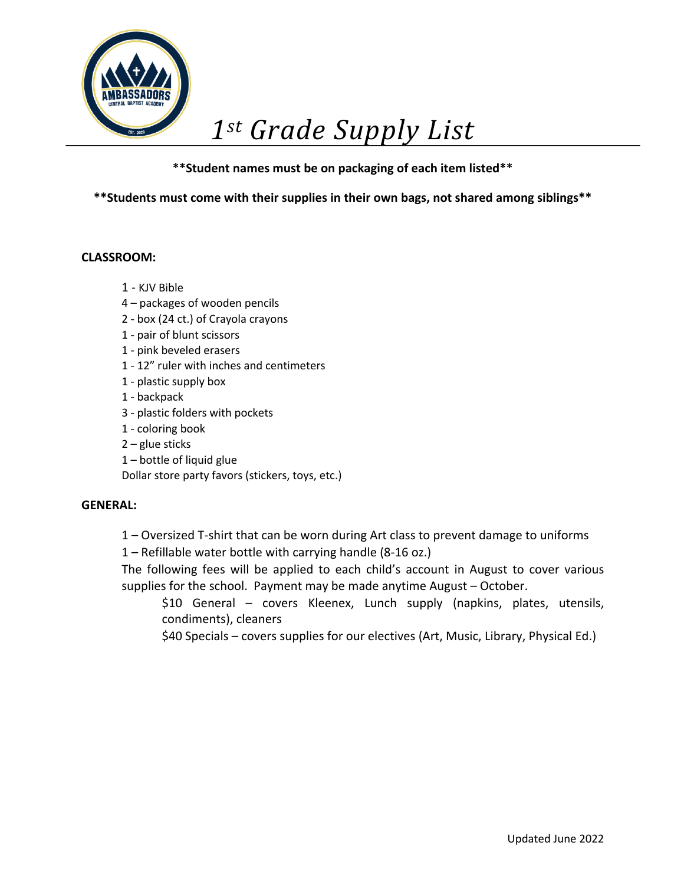# *1st Grade Supply List*

**\*\*Student names must be on packaging of each item listed\*\***

**\*\*Students must come with their supplies in their own bags, not shared among siblings\*\***

**CLASSROOM:**

1 - KJV Bible
4 – packages of wooden pencils
2 - box (24 ct.) of Crayola crayons
1 - pair of blunt scissors
1 - pink beveled erasers
1 - 12" ruler with inches and centimeters
1 - plastic supply box
1 - backpack
3 - plastic folders with pockets
1 - coloring book
2 – glue sticks
1 – bottle of liquid glue
Dollar store party favors (stickers, toys, etc.)

**GENERAL:**

1 – Oversized T-shirt that can be worn during Art class to prevent damage to uniforms
1 – Refillable water bottle with carrying handle (8-16 oz.)
The following fees will be applied to each child's account in August to cover various supplies for the school. Payment may be made anytime August – October.

$10 General – covers Kleenex, Lunch supply (napkins, plates, utensils, condiments), cleaners
$40 Specials – covers supplies for our electives (Art, Music, Library, Physical Ed.)

Updated June 2022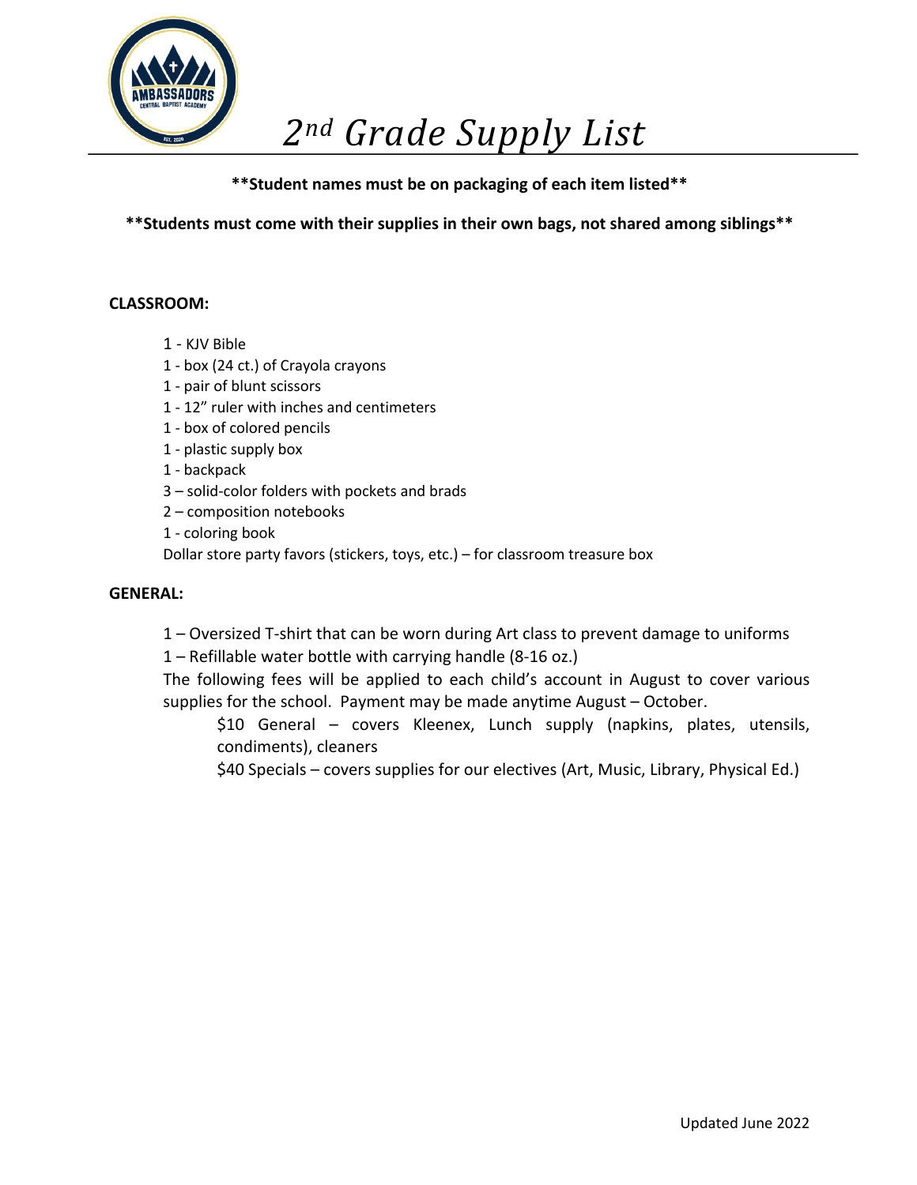# $2^{nd}$ Grade Supply List

**\*\*Student names must be on packaging of each item listed\*\***

**\*\*Students must come with their supplies in their own bags, not shared among siblings\*\***

**CLASSROOM:**

1 - KJV Bible
1 - box (24 ct.) of Crayola crayons
1 - pair of blunt scissors
1 - 12" ruler with inches and centimeters
1 - box of colored pencils
1 - plastic supply box
1 - backpack
3 – solid-color folders with pockets and brads
2 – composition notebooks
1 - coloring book
Dollar store party favors (stickers, toys, etc.) – for classroom treasure box

**GENERAL:**

1 – Oversized T-shirt that can be worn during Art class to prevent damage to uniforms
1 – Refillable water bottle with carrying handle (8-16 oz.)
The following fees will be applied to each child's account in August to cover various supplies for the school. Payment may be made anytime August – October.

$10 General – covers Kleenex, Lunch supply (napkins, plates, utensils, condiments), cleaners
$40 Specials – covers supplies for our electives (Art, Music, Library, Physical Ed.)

Updated June 2022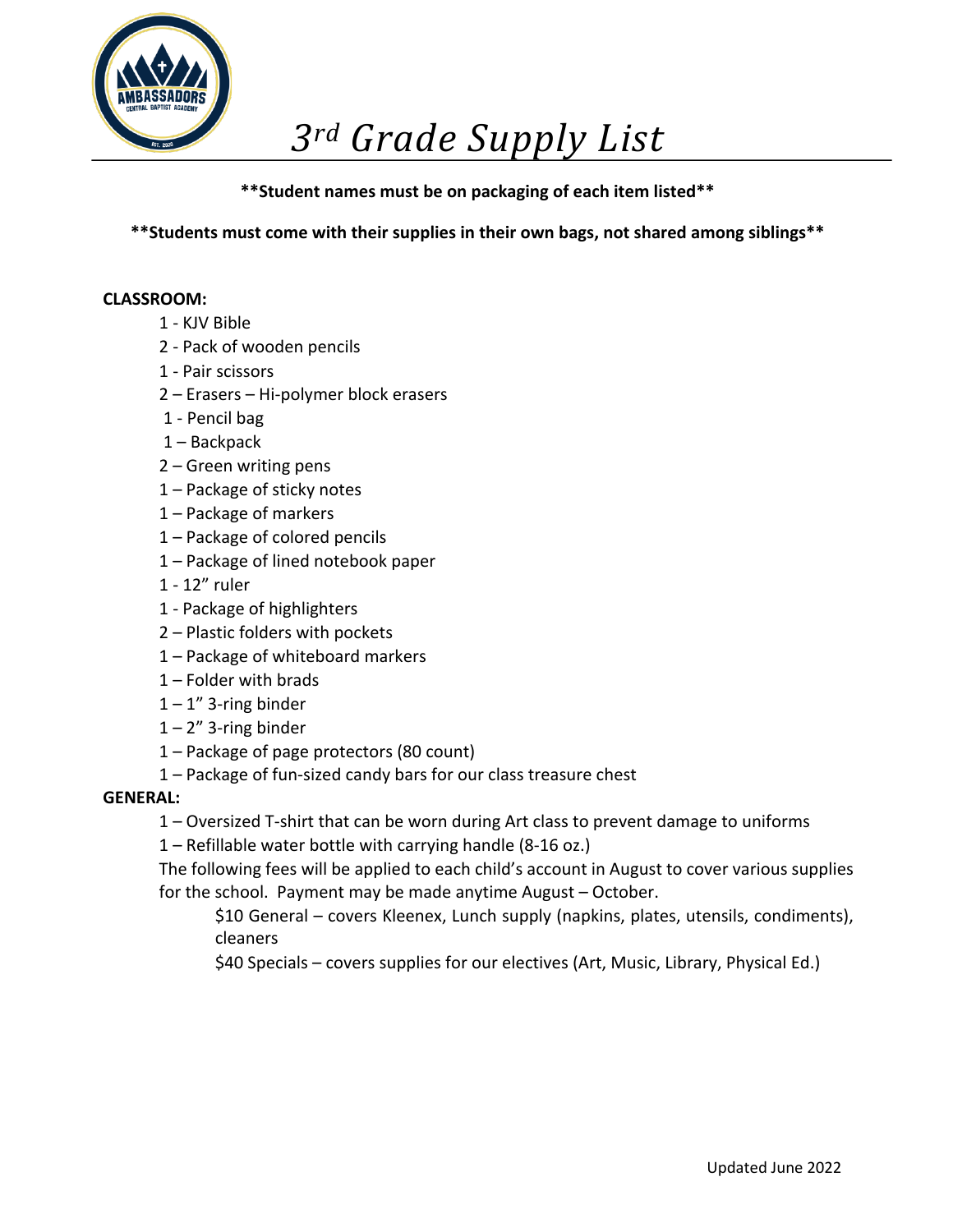# 3rd Grade Supply List

**\*\*Student names must be on packaging of each item listed\*\***

**\*\*Students must come with their supplies in their own bags, not shared among siblings\*\***

**CLASSROOM:**

- 1 - KJV Bible
- 2 - Pack of wooden pencils
- 1 - Pair scissors
- 2 – Erasers – Hi-polymer block erasers
- 1 - Pencil bag
- 1 – Backpack
- 2 – Green writing pens
- 1 – Package of sticky notes
- 1 – Package of markers
- 1 – Package of colored pencils
- 1 – Package of lined notebook paper
- 1 - 12" ruler
- 1 - Package of highlighters
- 2 – Plastic folders with pockets
- 1 – Package of whiteboard markers
- 1 – Folder with brads
- 1 – 1" 3-ring binder
- 1 – 2" 3-ring binder
- 1 – Package of page protectors (80 count)
- 1 – Package of fun-sized candy bars for our class treasure chest

**GENERAL:**

- 1 – Oversized T-shirt that can be worn during Art class to prevent damage to uniforms
- 1 – Refillable water bottle with carrying handle (8-16 oz.)

The following fees will be applied to each child's account in August to cover various supplies for the school. Payment may be made anytime August – October.

- $10 General – covers Kleenex, Lunch supply (napkins, plates, utensils, condiments), cleaners
- $40 Specials – covers supplies for our electives (Art, Music, Library, Physical Ed.)

Updated June 2022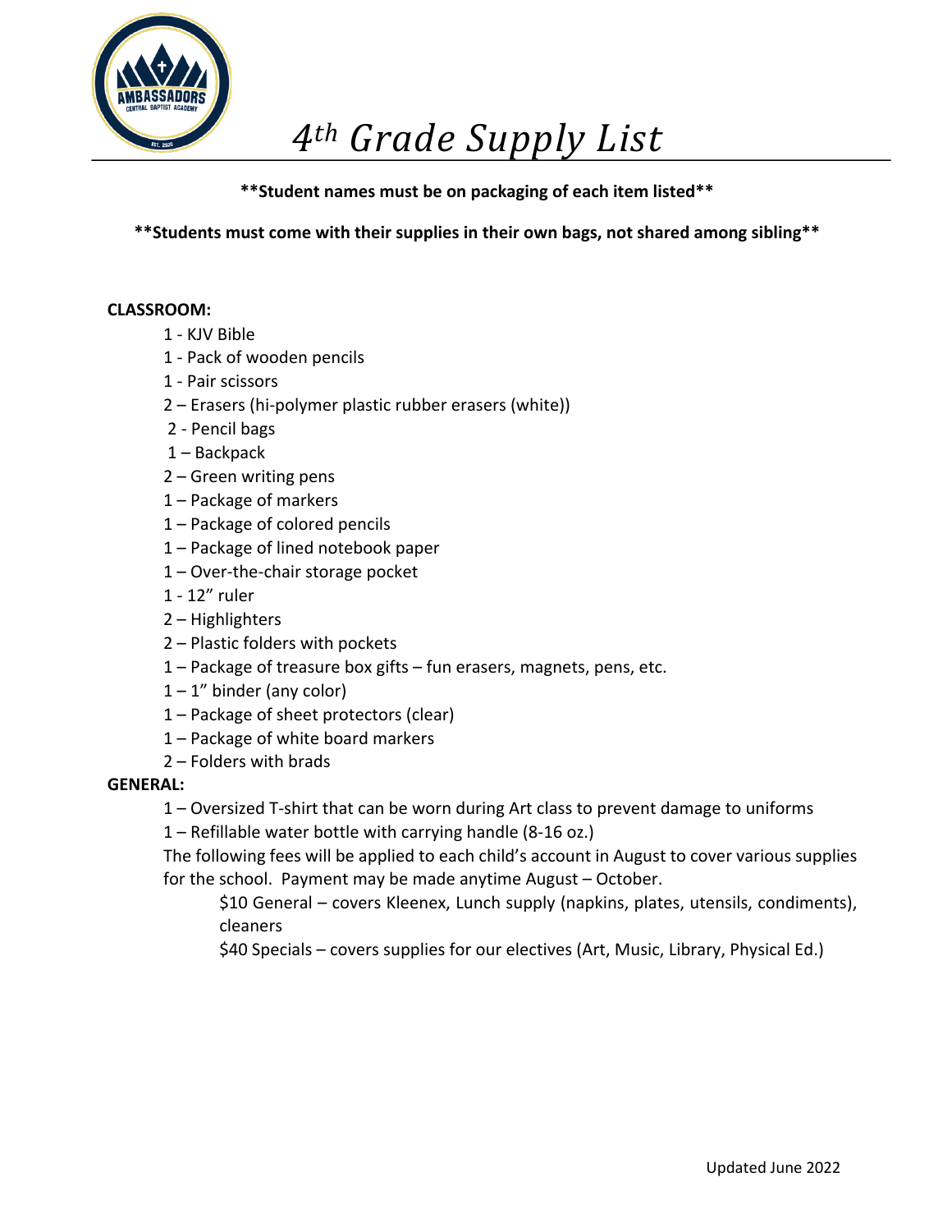# *4th Grade Supply List*

**\*\*Student names must be on packaging of each item listed\*\***

**\*\*Students must come with their supplies in their own bags, not shared among sibling\*\***

**CLASSROOM:**

- 1 - KJV Bible
- 1 - Pack of wooden pencils
- 1 - Pair scissors
- 2 – Erasers (hi-polymer plastic rubber erasers (white))
- 2 - Pencil bags
- 1 – Backpack
- 2 – Green writing pens
- 1 – Package of markers
- 1 – Package of colored pencils
- 1 – Package of lined notebook paper
- 1 – Over-the-chair storage pocket
- 1 - 12” ruler
- 2 – Highlighters
- 2 – Plastic folders with pockets
- 1 – Package of treasure box gifts – fun erasers, magnets, pens, etc.
- 1 – 1” binder (any color)
- 1 – Package of sheet protectors (clear)
- 1 – Package of white board markers
- 2 – Folders with brads

**GENERAL:**

- 1 – Oversized T-shirt that can be worn during Art class to prevent damage to uniforms
- 1 – Refillable water bottle with carrying handle (8-16 oz.)

The following fees will be applied to each child’s account in August to cover various supplies for the school. Payment may be made anytime August – October.

- $10 General – covers Kleenex, Lunch supply (napkins, plates, utensils, condiments), cleaners
- $40 Specials – covers supplies for our electives (Art, Music, Library, Physical Ed.)

Updated June 2022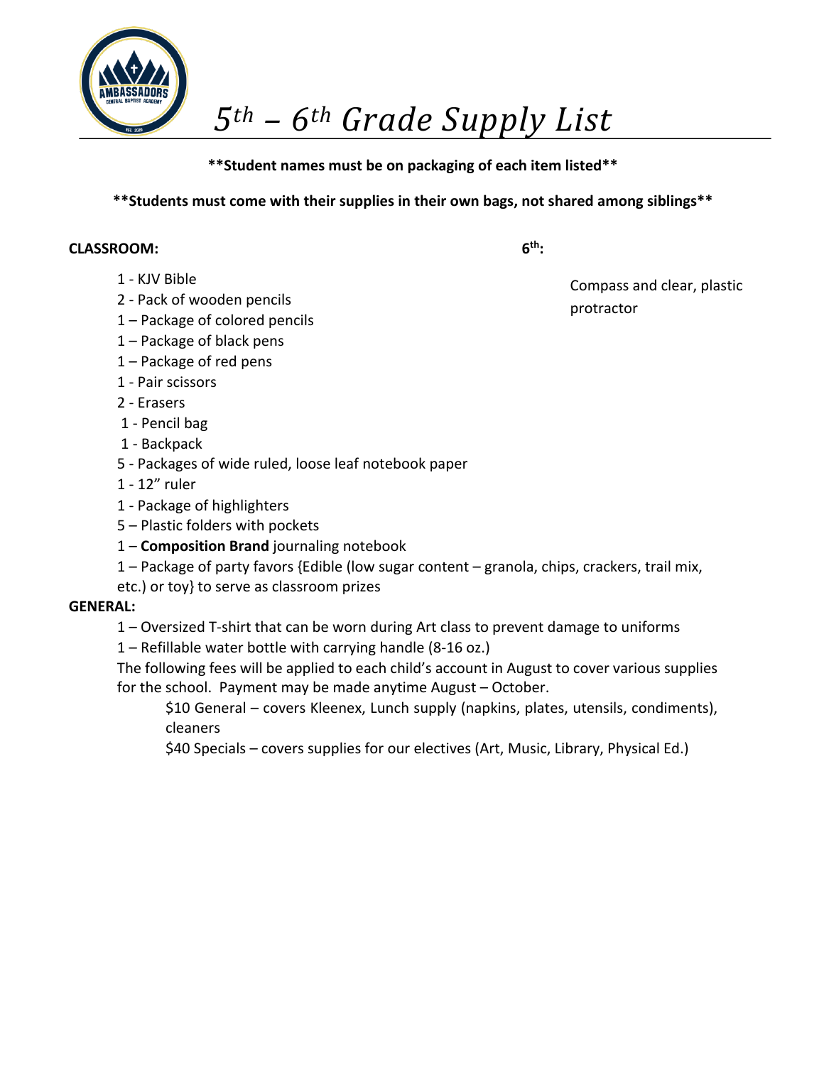# *5th – 6th Grade Supply List*

**\*\*Student names must be on packaging of each item listed\*\***

**\*\*Students must come with their supplies in their own bags, not shared among siblings\*\***

**CLASSROOM:**

1 - KJV Bible
2 - Pack of wooden pencils
1 – Package of colored pencils
1 – Package of black pens
1 – Package of red pens
1 - Pair scissors
2 - Erasers
1 - Pencil bag
1 - Backpack
5 - Packages of wide ruled, loose leaf notebook paper
1 - 12" ruler
1 - Package of highlighters
5 – Plastic folders with pockets
1 – **Composition Brand** journaling notebook
1 – Package of party favors {Edible (low sugar content – granola, chips, crackers, trail mix, etc.) or toy} to serve as classroom prizes

**6th:**

Compass and clear, plastic protractor

**GENERAL:**

1 – Oversized T-shirt that can be worn during Art class to prevent damage to uniforms
1 – Refillable water bottle with carrying handle (8-16 oz.)

The following fees will be applied to each child's account in August to cover various supplies for the school. Payment may be made anytime August – October.

$10 General – covers Kleenex, Lunch supply (napkins, plates, utensils, condiments), cleaners

$40 Specials – covers supplies for our electives (Art, Music, Library, Physical Ed.)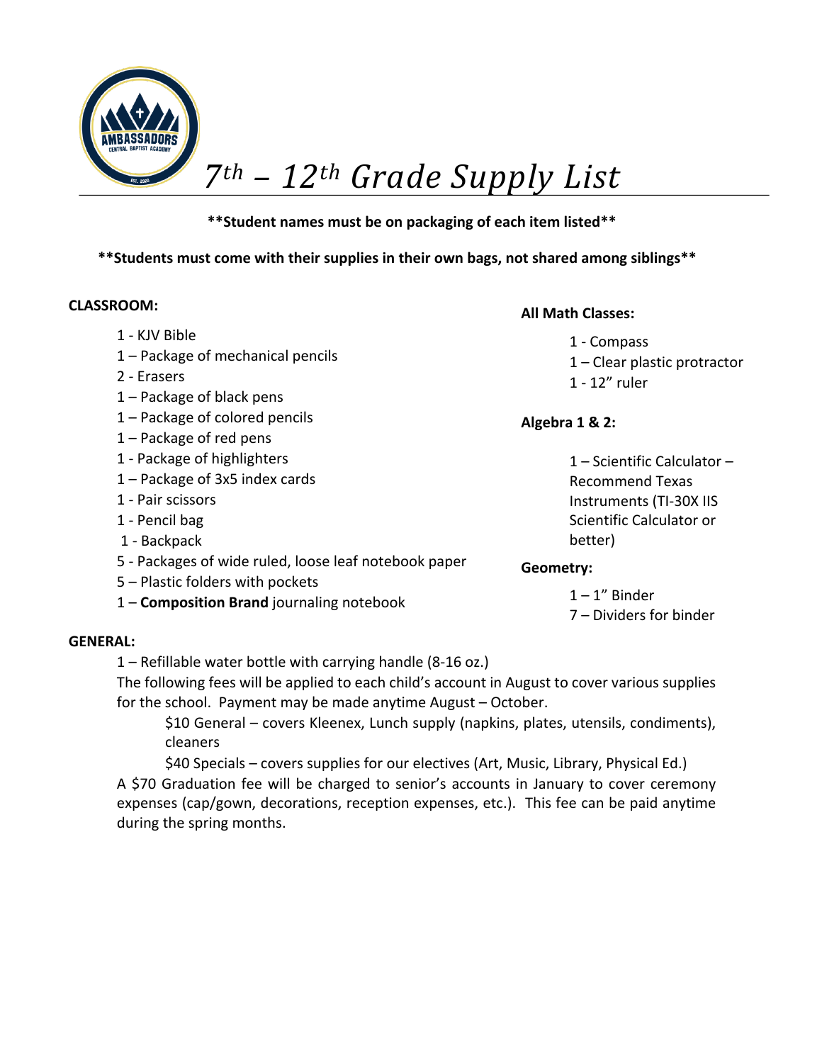# *7th – 12th Grade Supply List*

**\*\*Student names must be on packaging of each item listed\*\***

**\*\*Students must come with their supplies in their own bags, not shared among siblings\*\***

**CLASSROOM:**

- 1 - KJV Bible
- 1 – Package of mechanical pencils
- 2 - Erasers
- 1 – Package of black pens
- 1 – Package of colored pencils
- 1 – Package of red pens
- 1 - Package of highlighters
- 1 – Package of 3x5 index cards
- 1 - Pair scissors
- 1 - Pencil bag
- 1 - Backpack
- 5 - Packages of wide ruled, loose leaf notebook paper
- 5 – Plastic folders with pockets
- 1 – **Composition Brand** journaling notebook

**All Math Classes:**

- 1 - Compass
- 1 – Clear plastic protractor
- 1 - 12" ruler

**Algebra 1 & 2:**

- 1 – Scientific Calculator – Recommend Texas Instruments (TI-30X IIS Scientific Calculator or better)

**Geometry:**

- 1 – 1" Binder
- 7 – Dividers for binder

**GENERAL:**

1 – Refillable water bottle with carrying handle (8-16 oz.)

The following fees will be applied to each child's account in August to cover various supplies for the school. Payment may be made anytime August – October.

$10 General – covers Kleenex, Lunch supply (napkins, plates, utensils, condiments), cleaners

$40 Specials – covers supplies for our electives (Art, Music, Library, Physical Ed.)

A $70 Graduation fee will be charged to senior's accounts in January to cover ceremony expenses (cap/gown, decorations, reception expenses, etc.). This fee can be paid anytime during the spring months.